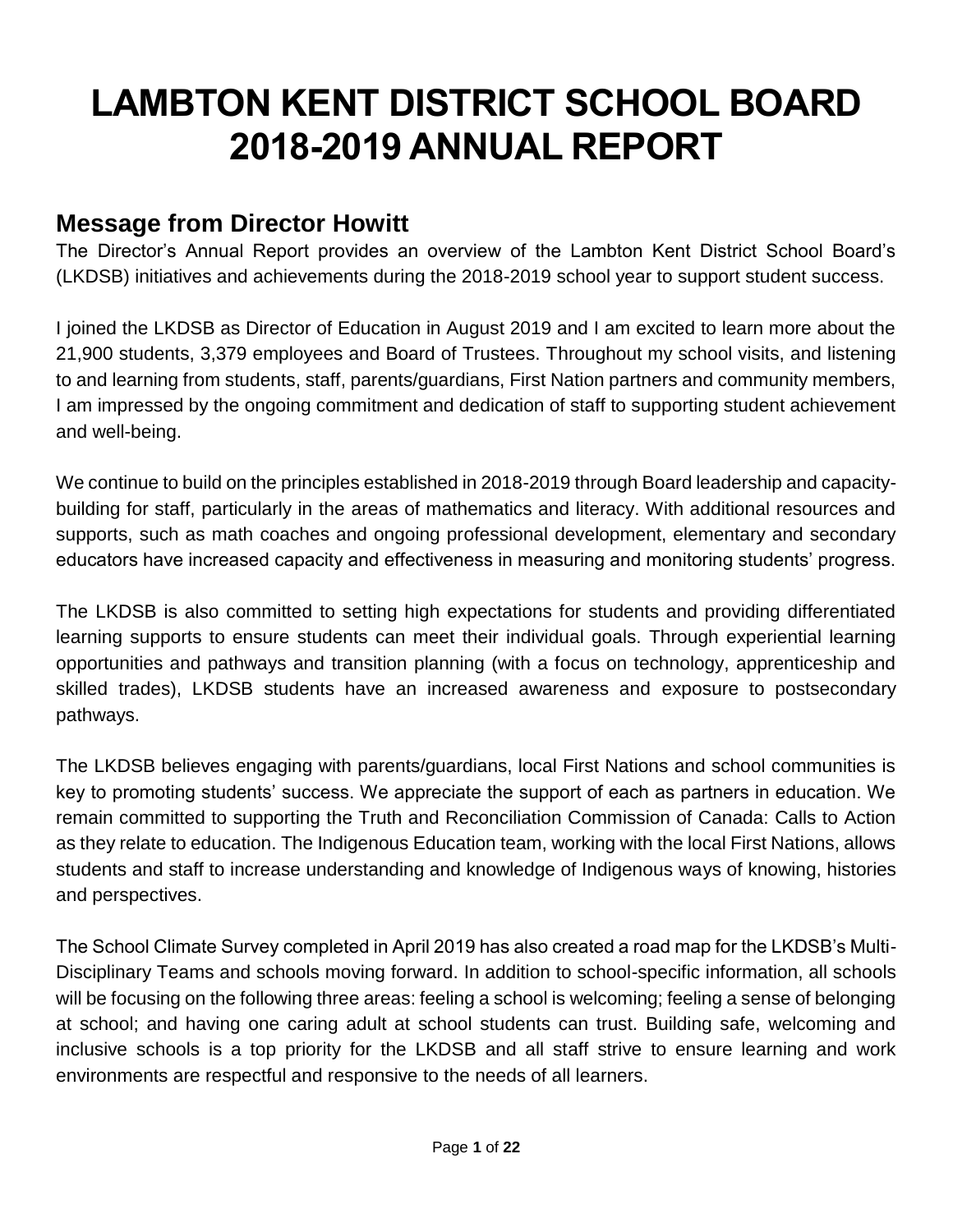# LAMBTON KENT DISTRICT SCHOOL BOARD 2018-2019 ANNUAL REPORT

## Message from Director Howitt

The Director's Annual Report provides an overview of the Lambton Kent District School Board's (LKDSB) initiatives and achievements during the 2018-2019 school year to support student success.

I joined the LKDSB as Director of Education in August 2019 and I am excited to learn more about the 21,900 students, 3,379 employees and Board of Trustees. Throughout my school visits, and listening to and learning from students, staff, parents/guardians, First Nation partners and community members, I am impressed by the ongoing commitment and dedication of staff to supporting student achievement and well-being.

We continue to build on the principles established in 2018-2019 through Board leadership and capacity-building for staff, particularly in the areas of mathematics and literacy. With additional resources and supports, such as math coaches and ongoing professional development, elementary and secondary educators have increased capacity and effectiveness in measuring and monitoring students' progress.

The LKDSB is also committed to setting high expectations for students and providing differentiated learning supports to ensure students can meet their individual goals. Through experiential learning opportunities and pathways and transition planning (with a focus on technology, apprenticeship and skilled trades), LKDSB students have an increased awareness and exposure to postsecondary pathways.

The LKDSB believes engaging with parents/guardians, local First Nations and school communities is key to promoting students' success. We appreciate the support of each as partners in education. We remain committed to supporting the Truth and Reconciliation Commission of Canada: Calls to Action as they relate to education. The Indigenous Education team, working with the local First Nations, allows students and staff to increase understanding and knowledge of Indigenous ways of knowing, histories and perspectives.

The School Climate Survey completed in April 2019 has also created a road map for the LKDSB's Multi-Disciplinary Teams and schools moving forward. In addition to school-specific information, all schools will be focusing on the following three areas: feeling a school is welcoming; feeling a sense of belonging at school; and having one caring adult at school students can trust. Building safe, welcoming and inclusive schools is a top priority for the LKDSB and all staff strive to ensure learning and work environments are respectful and responsive to the needs of all learners.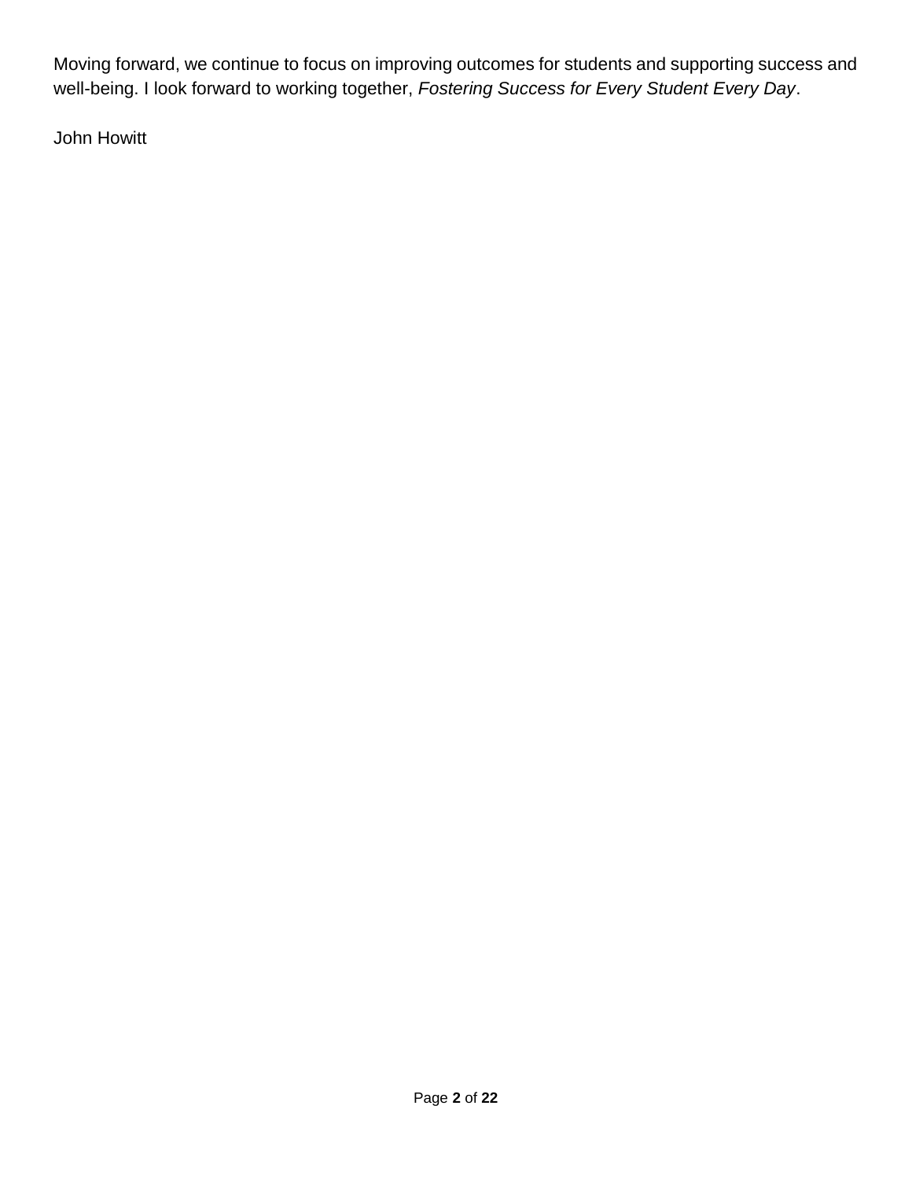Moving forward, we continue to focus on improving outcomes for students and supporting success and well-being. I look forward to working together, *Fostering Success for Every Student Every Day*.

John Howitt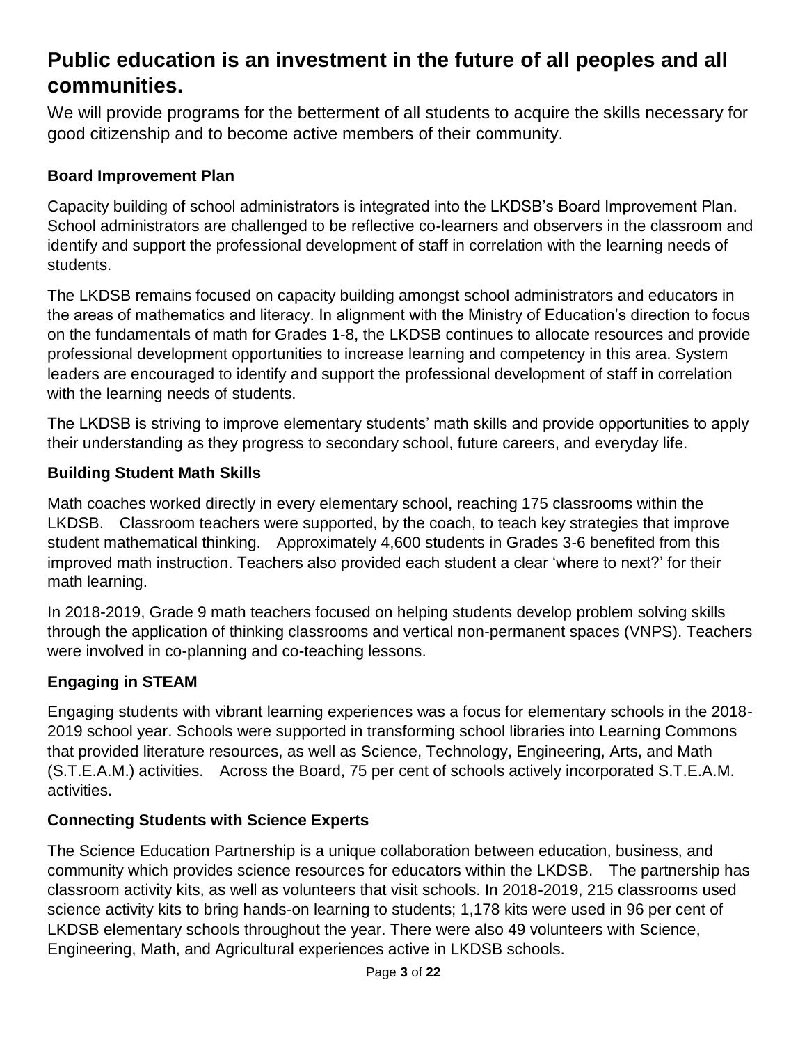# Public education is an investment in the future of all peoples and all communities.

We will provide programs for the betterment of all students to acquire the skills necessary for good citizenship and to become active members of their community.

### Board Improvement Plan

Capacity building of school administrators is integrated into the LKDSB's Board Improvement Plan. School administrators are challenged to be reflective co-learners and observers in the classroom and identify and support the professional development of staff in correlation with the learning needs of students.

The LKDSB remains focused on capacity building amongst school administrators and educators in the areas of mathematics and literacy. In alignment with the Ministry of Education's direction to focus on the fundamentals of math for Grades 1-8, the LKDSB continues to allocate resources and provide professional development opportunities to increase learning and competency in this area. System leaders are encouraged to identify and support the professional development of staff in correlation with the learning needs of students.

The LKDSB is striving to improve elementary students' math skills and provide opportunities to apply their understanding as they progress to secondary school, future careers, and everyday life.

### Building Student Math Skills

Math coaches worked directly in every elementary school, reaching 175 classrooms within the LKDSB. Classroom teachers were supported, by the coach, to teach key strategies that improve student mathematical thinking. Approximately 4,600 students in Grades 3-6 benefited from this improved math instruction. Teachers also provided each student a clear 'where to next?' for their math learning.

In 2018-2019, Grade 9 math teachers focused on helping students develop problem solving skills through the application of thinking classrooms and vertical non-permanent spaces (VNPS). Teachers were involved in co-planning and co-teaching lessons.

### Engaging in STEAM

Engaging students with vibrant learning experiences was a focus for elementary schools in the 2018-2019 school year. Schools were supported in transforming school libraries into Learning Commons that provided literature resources, as well as Science, Technology, Engineering, Arts, and Math (S.T.E.A.M.) activities. Across the Board, 75 per cent of schools actively incorporated S.T.E.A.M. activities.

### Connecting Students with Science Experts

The Science Education Partnership is a unique collaboration between education, business, and community which provides science resources for educators within the LKDSB. The partnership has classroom activity kits, as well as volunteers that visit schools. In 2018-2019, 215 classrooms used science activity kits to bring hands-on learning to students; 1,178 kits were used in 96 per cent of LKDSB elementary schools throughout the year. There were also 49 volunteers with Science, Engineering, Math, and Agricultural experiences active in LKDSB schools.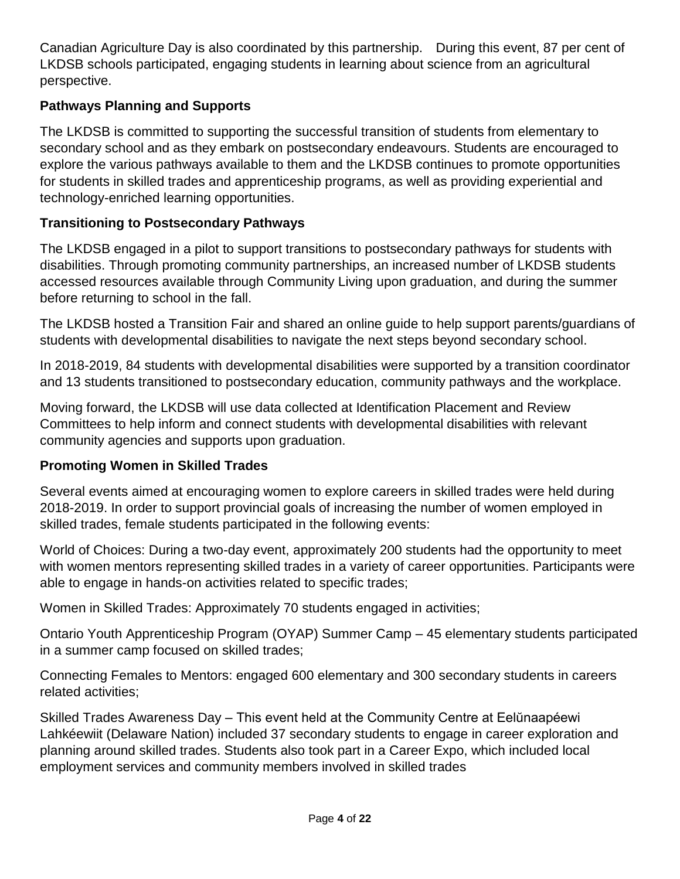Canadian Agriculture Day is also coordinated by this partnership. During this event, 87 per cent of LKDSB schools participated, engaging students in learning about science from an agricultural perspective.

### Pathways Planning and Supports

The LKDSB is committed to supporting the successful transition of students from elementary to secondary school and as they embark on postsecondary endeavours. Students are encouraged to explore the various pathways available to them and the LKDSB continues to promote opportunities for students in skilled trades and apprenticeship programs, as well as providing experiential and technology-enriched learning opportunities.

### Transitioning to Postsecondary Pathways

The LKDSB engaged in a pilot to support transitions to postsecondary pathways for students with disabilities. Through promoting community partnerships, an increased number of LKDSB students accessed resources available through Community Living upon graduation, and during the summer before returning to school in the fall.

The LKDSB hosted a Transition Fair and shared an online guide to help support parents/guardians of students with developmental disabilities to navigate the next steps beyond secondary school.

In 2018-2019, 84 students with developmental disabilities were supported by a transition coordinator and 13 students transitioned to postsecondary education, community pathways and the workplace.

Moving forward, the LKDSB will use data collected at Identification Placement and Review Committees to help inform and connect students with developmental disabilities with relevant community agencies and supports upon graduation.

### Promoting Women in Skilled Trades

Several events aimed at encouraging women to explore careers in skilled trades were held during 2018-2019. In order to support provincial goals of increasing the number of women employed in skilled trades, female students participated in the following events:

World of Choices: During a two-day event, approximately 200 students had the opportunity to meet with women mentors representing skilled trades in a variety of career opportunities. Participants were able to engage in hands-on activities related to specific trades;

Women in Skilled Trades: Approximately 70 students engaged in activities;

Ontario Youth Apprenticeship Program (OYAP) Summer Camp – 45 elementary students participated in a summer camp focused on skilled trades;

Connecting Females to Mentors: engaged 600 elementary and 300 secondary students in careers related activities;

Skilled Trades Awareness Day – This event held at the Community Centre at Eelŭnaapéewi Lahkéewiit (Delaware Nation) included 37 secondary students to engage in career exploration and planning around skilled trades. Students also took part in a Career Expo, which included local employment services and community members involved in skilled trades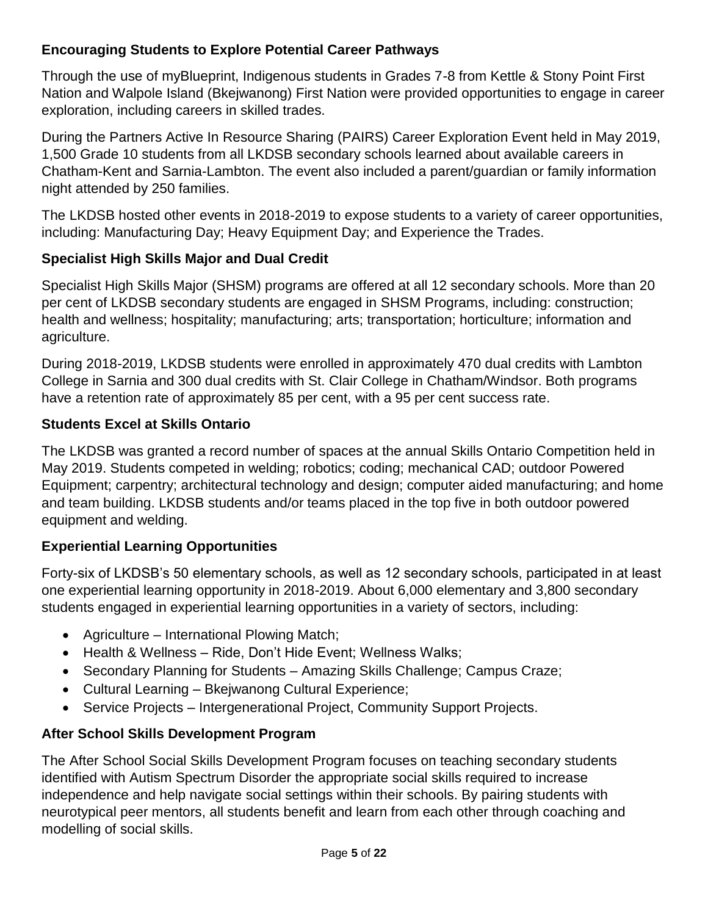### Encouraging Students to Explore Potential Career Pathways

Through the use of myBlueprint, Indigenous students in Grades 7-8 from Kettle & Stony Point First Nation and Walpole Island (Bkejwanong) First Nation were provided opportunities to engage in career exploration, including careers in skilled trades.

During the Partners Active In Resource Sharing (PAIRS) Career Exploration Event held in May 2019, 1,500 Grade 10 students from all LKDSB secondary schools learned about available careers in Chatham-Kent and Sarnia-Lambton. The event also included a parent/guardian or family information night attended by 250 families.

The LKDSB hosted other events in 2018-2019 to expose students to a variety of career opportunities, including: Manufacturing Day; Heavy Equipment Day; and Experience the Trades.

### Specialist High Skills Major and Dual Credit

Specialist High Skills Major (SHSM) programs are offered at all 12 secondary schools. More than 20 per cent of LKDSB secondary students are engaged in SHSM Programs, including: construction; health and wellness; hospitality; manufacturing; arts; transportation; horticulture; information and agriculture.

During 2018-2019, LKDSB students were enrolled in approximately 470 dual credits with Lambton College in Sarnia and 300 dual credits with St. Clair College in Chatham/Windsor. Both programs have a retention rate of approximately 85 per cent, with a 95 per cent success rate.

### Students Excel at Skills Ontario

The LKDSB was granted a record number of spaces at the annual Skills Ontario Competition held in May 2019. Students competed in welding; robotics; coding; mechanical CAD; outdoor Powered Equipment; carpentry; architectural technology and design; computer aided manufacturing; and home and team building. LKDSB students and/or teams placed in the top five in both outdoor powered equipment and welding.

### Experiential Learning Opportunities

Forty-six of LKDSB's 50 elementary schools, as well as 12 secondary schools, participated in at least one experiential learning opportunity in 2018-2019. About 6,000 elementary and 3,800 secondary students engaged in experiential learning opportunities in a variety of sectors, including:

- Agriculture – International Plowing Match;
- Health & Wellness – Ride, Don't Hide Event; Wellness Walks;
- Secondary Planning for Students – Amazing Skills Challenge; Campus Craze;
- Cultural Learning – Bkejwanong Cultural Experience;
- Service Projects – Intergenerational Project, Community Support Projects.

### After School Skills Development Program

The After School Social Skills Development Program focuses on teaching secondary students identified with Autism Spectrum Disorder the appropriate social skills required to increase independence and help navigate social settings within their schools. By pairing students with neurotypical peer mentors, all students benefit and learn from each other through coaching and modelling of social skills.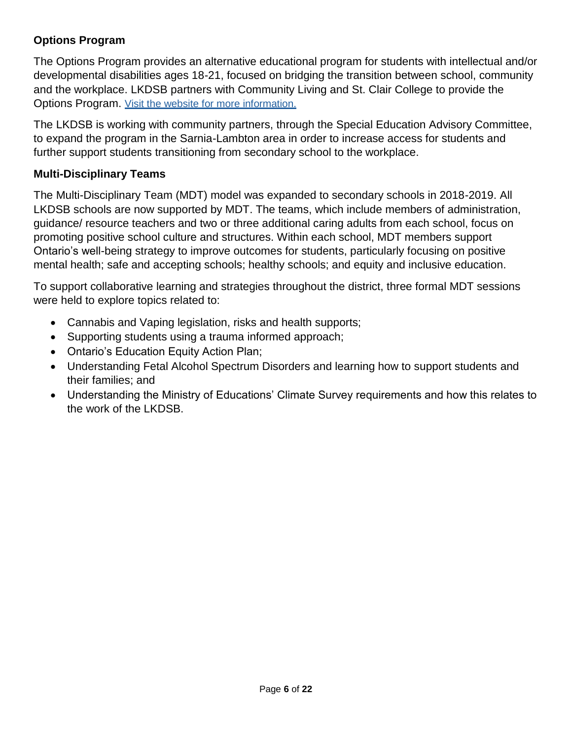**Options Program**

The Options Program provides an alternative educational program for students with intellectual and/or developmental disabilities ages 18-21, focused on bridging the transition between school, community and the workplace. LKDSB partners with Community Living and St. Clair College to provide the Options Program. Visit the website for more information.

The LKDSB is working with community partners, through the Special Education Advisory Committee, to expand the program in the Sarnia-Lambton area in order to increase access for students and further support students transitioning from secondary school to the workplace.

**Multi-Disciplinary Teams**

The Multi-Disciplinary Team (MDT) model was expanded to secondary schools in 2018-2019. All LKDSB schools are now supported by MDT. The teams, which include members of administration, guidance/ resource teachers and two or three additional caring adults from each school, focus on promoting positive school culture and structures. Within each school, MDT members support Ontario's well-being strategy to improve outcomes for students, particularly focusing on positive mental health; safe and accepting schools; healthy schools; and equity and inclusive education.

To support collaborative learning and strategies throughout the district, three formal MDT sessions were held to explore topics related to:

- Cannabis and Vaping legislation, risks and health supports;
- Supporting students using a trauma informed approach;
- Ontario's Education Equity Action Plan;
- Understanding Fetal Alcohol Spectrum Disorders and learning how to support students and their families; and
- Understanding the Ministry of Educations' Climate Survey requirements and how this relates to the work of the LKDSB.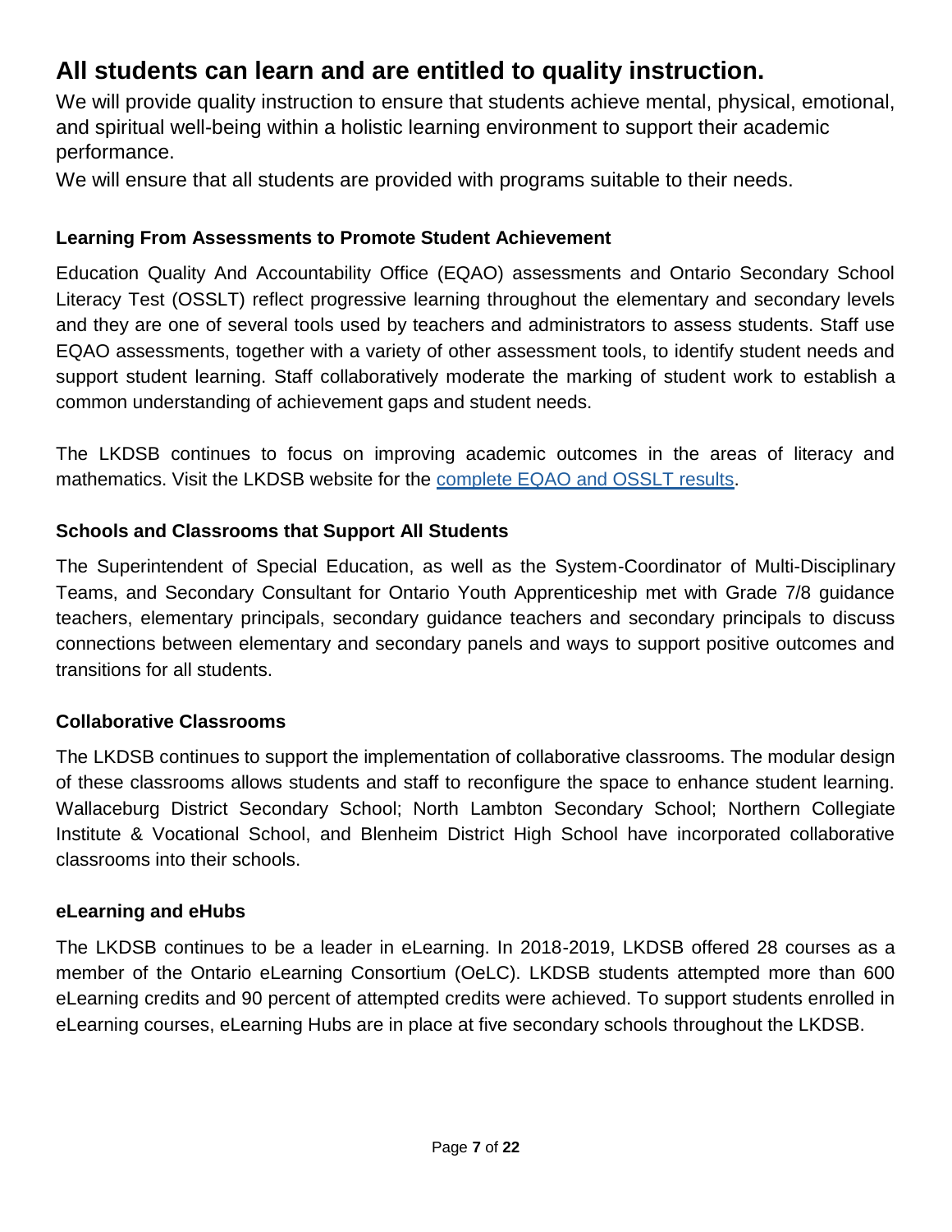## All students can learn and are entitled to quality instruction.

We will provide quality instruction to ensure that students achieve mental, physical, emotional, and spiritual well-being within a holistic learning environment to support their academic performance.

We will ensure that all students are provided with programs suitable to their needs.

### Learning From Assessments to Promote Student Achievement

Education Quality And Accountability Office (EQAO) assessments and Ontario Secondary School Literacy Test (OSSLT) reflect progressive learning throughout the elementary and secondary levels and they are one of several tools used by teachers and administrators to assess students. Staff use EQAO assessments, together with a variety of other assessment tools, to identify student needs and support student learning. Staff collaboratively moderate the marking of student work to establish a common understanding of achievement gaps and student needs.

The LKDSB continues to focus on improving academic outcomes in the areas of literacy and mathematics. Visit the LKDSB website for the complete EQAO and OSSLT results.

### Schools and Classrooms that Support All Students

The Superintendent of Special Education, as well as the System-Coordinator of Multi-Disciplinary Teams, and Secondary Consultant for Ontario Youth Apprenticeship met with Grade 7/8 guidance teachers, elementary principals, secondary guidance teachers and secondary principals to discuss connections between elementary and secondary panels and ways to support positive outcomes and transitions for all students.

### Collaborative Classrooms

The LKDSB continues to support the implementation of collaborative classrooms. The modular design of these classrooms allows students and staff to reconfigure the space to enhance student learning. Wallaceburg District Secondary School; North Lambton Secondary School; Northern Collegiate Institute & Vocational School, and Blenheim District High School have incorporated collaborative classrooms into their schools.

### eLearning and eHubs

The LKDSB continues to be a leader in eLearning. In 2018-2019, LKDSB offered 28 courses as a member of the Ontario eLearning Consortium (OeLC). LKDSB students attempted more than 600 eLearning credits and 90 percent of attempted credits were achieved. To support students enrolled in eLearning courses, eLearning Hubs are in place at five secondary schools throughout the LKDSB.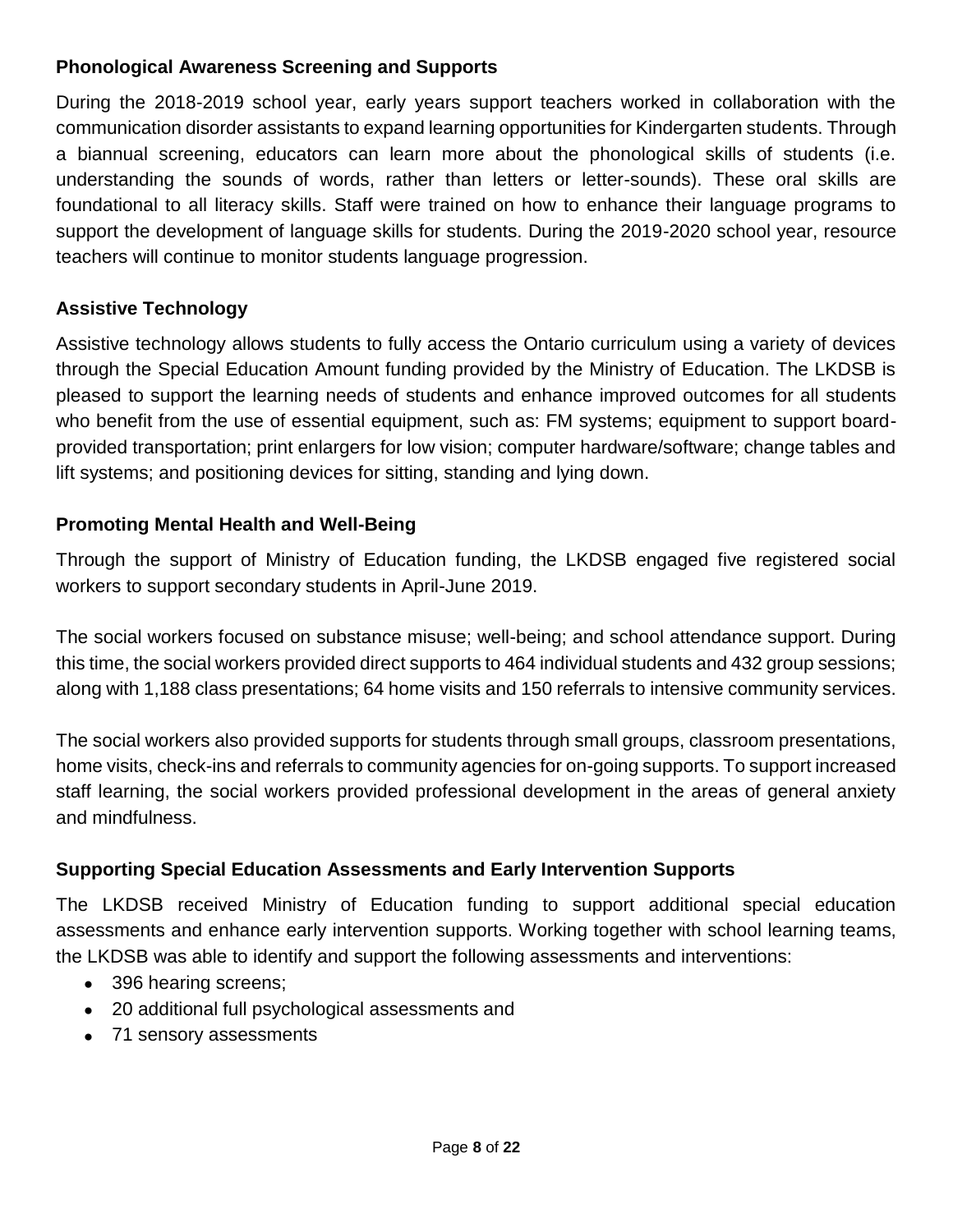### Phonological Awareness Screening and Supports

During the 2018-2019 school year, early years support teachers worked in collaboration with the communication disorder assistants to expand learning opportunities for Kindergarten students. Through a biannual screening, educators can learn more about the phonological skills of students (i.e. understanding the sounds of words, rather than letters or letter-sounds). These oral skills are foundational to all literacy skills. Staff were trained on how to enhance their language programs to support the development of language skills for students. During the 2019-2020 school year, resource teachers will continue to monitor students language progression.

### Assistive Technology

Assistive technology allows students to fully access the Ontario curriculum using a variety of devices through the Special Education Amount funding provided by the Ministry of Education. The LKDSB is pleased to support the learning needs of students and enhance improved outcomes for all students who benefit from the use of essential equipment, such as: FM systems; equipment to support board-provided transportation; print enlargers for low vision; computer hardware/software; change tables and lift systems; and positioning devices for sitting, standing and lying down.

### Promoting Mental Health and Well-Being

Through the support of Ministry of Education funding, the LKDSB engaged five registered social workers to support secondary students in April-June 2019.

The social workers focused on substance misuse; well-being; and school attendance support. During this time, the social workers provided direct supports to 464 individual students and 432 group sessions; along with 1,188 class presentations; 64 home visits and 150 referrals to intensive community services.

The social workers also provided supports for students through small groups, classroom presentations, home visits, check-ins and referrals to community agencies for on-going supports. To support increased staff learning, the social workers provided professional development in the areas of general anxiety and mindfulness.

### Supporting Special Education Assessments and Early Intervention Supports

The LKDSB received Ministry of Education funding to support additional special education assessments and enhance early intervention supports. Working together with school learning teams, the LKDSB was able to identify and support the following assessments and interventions:

- 396 hearing screens;
- 20 additional full psychological assessments and
- 71 sensory assessments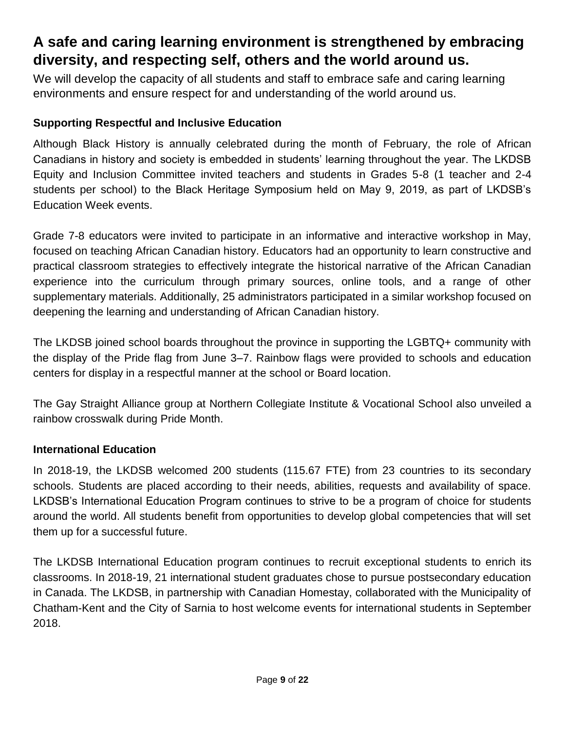## A safe and caring learning environment is strengthened by embracing diversity, and respecting self, others and the world around us.

We will develop the capacity of all students and staff to embrace safe and caring learning environments and ensure respect for and understanding of the world around us.

### Supporting Respectful and Inclusive Education

Although Black History is annually celebrated during the month of February, the role of African Canadians in history and society is embedded in students' learning throughout the year. The LKDSB Equity and Inclusion Committee invited teachers and students in Grades 5-8 (1 teacher and 2-4 students per school) to the Black Heritage Symposium held on May 9, 2019, as part of LKDSB's Education Week events.

Grade 7-8 educators were invited to participate in an informative and interactive workshop in May, focused on teaching African Canadian history. Educators had an opportunity to learn constructive and practical classroom strategies to effectively integrate the historical narrative of the African Canadian experience into the curriculum through primary sources, online tools, and a range of other supplementary materials. Additionally, 25 administrators participated in a similar workshop focused on deepening the learning and understanding of African Canadian history.

The LKDSB joined school boards throughout the province in supporting the LGBTQ+ community with the display of the Pride flag from June 3–7. Rainbow flags were provided to schools and education centers for display in a respectful manner at the school or Board location.

The Gay Straight Alliance group at Northern Collegiate Institute & Vocational School also unveiled a rainbow crosswalk during Pride Month.

### International Education

In 2018-19, the LKDSB welcomed 200 students (115.67 FTE) from 23 countries to its secondary schools. Students are placed according to their needs, abilities, requests and availability of space. LKDSB's International Education Program continues to strive to be a program of choice for students around the world. All students benefit from opportunities to develop global competencies that will set them up for a successful future.

The LKDSB International Education program continues to recruit exceptional students to enrich its classrooms. In 2018-19, 21 international student graduates chose to pursue postsecondary education in Canada. The LKDSB, in partnership with Canadian Homestay, collaborated with the Municipality of Chatham-Kent and the City of Sarnia to host welcome events for international students in September 2018.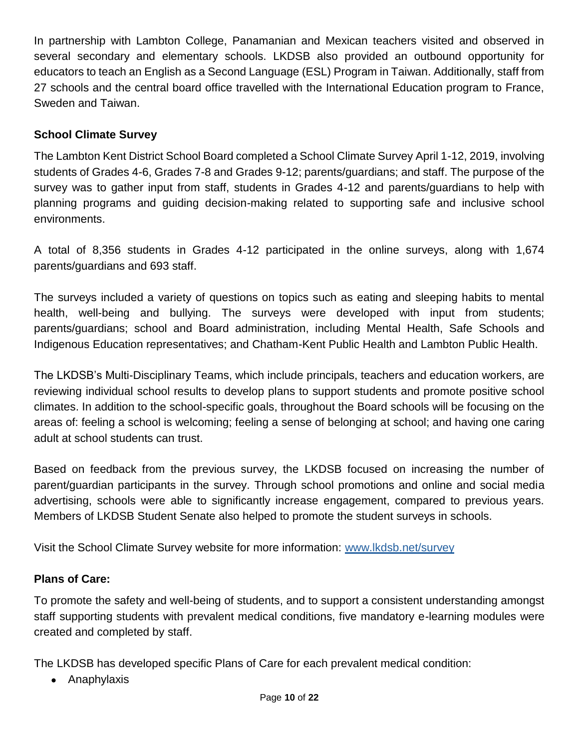In partnership with Lambton College, Panamanian and Mexican teachers visited and observed in several secondary and elementary schools. LKDSB also provided an outbound opportunity for educators to teach an English as a Second Language (ESL) Program in Taiwan. Additionally, staff from 27 schools and the central board office travelled with the International Education program to France, Sweden and Taiwan.

**School Climate Survey**

The Lambton Kent District School Board completed a School Climate Survey April 1-12, 2019, involving students of Grades 4-6, Grades 7-8 and Grades 9-12; parents/guardians; and staff. The purpose of the survey was to gather input from staff, students in Grades 4-12 and parents/guardians to help with planning programs and guiding decision-making related to supporting safe and inclusive school environments.

A total of 8,356 students in Grades 4-12 participated in the online surveys, along with 1,674 parents/guardians and 693 staff.

The surveys included a variety of questions on topics such as eating and sleeping habits to mental health, well-being and bullying. The surveys were developed with input from students; parents/guardians; school and Board administration, including Mental Health, Safe Schools and Indigenous Education representatives; and Chatham-Kent Public Health and Lambton Public Health.

The LKDSB's Multi-Disciplinary Teams, which include principals, teachers and education workers, are reviewing individual school results to develop plans to support students and promote positive school climates. In addition to the school-specific goals, throughout the Board schools will be focusing on the areas of: feeling a school is welcoming; feeling a sense of belonging at school; and having one caring adult at school students can trust.

Based on feedback from the previous survey, the LKDSB focused on increasing the number of parent/guardian participants in the survey. Through school promotions and online and social media advertising, schools were able to significantly increase engagement, compared to previous years. Members of LKDSB Student Senate also helped to promote the student surveys in schools.

Visit the School Climate Survey website for more information: [www.lkdsb.net/survey](http://www.lkdsb.net/survey)

**Plans of Care:**

To promote the safety and well-being of students, and to support a consistent understanding amongst staff supporting students with prevalent medical conditions, five mandatory e-learning modules were created and completed by staff.

The LKDSB has developed specific Plans of Care for each prevalent medical condition:

- Anaphylaxis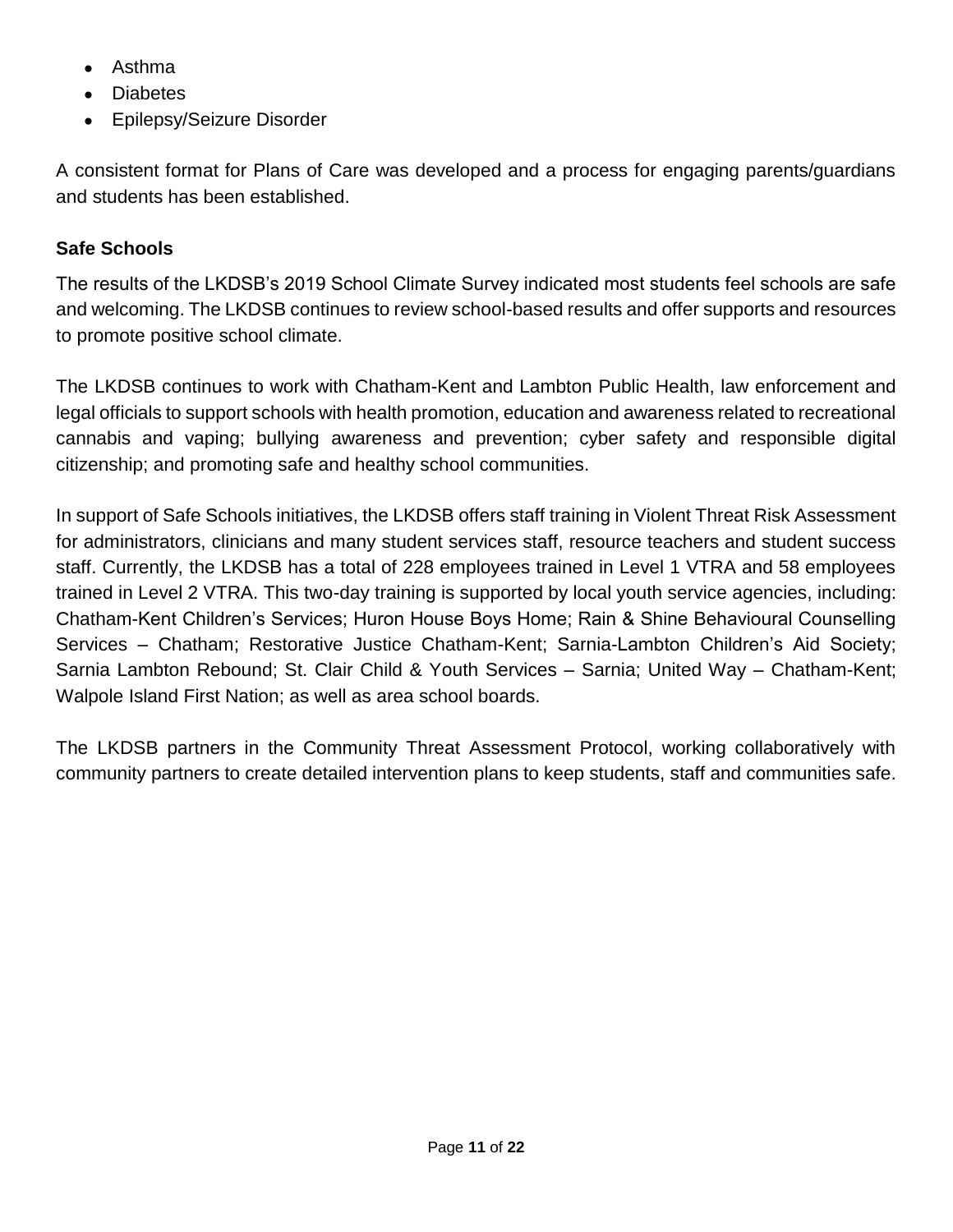- Asthma
- Diabetes
- Epilepsy/Seizure Disorder

A consistent format for Plans of Care was developed and a process for engaging parents/guardians and students has been established.

### Safe Schools

The results of the LKDSB's 2019 School Climate Survey indicated most students feel schools are safe and welcoming. The LKDSB continues to review school-based results and offer supports and resources to promote positive school climate.

The LKDSB continues to work with Chatham-Kent and Lambton Public Health, law enforcement and legal officials to support schools with health promotion, education and awareness related to recreational cannabis and vaping; bullying awareness and prevention; cyber safety and responsible digital citizenship; and promoting safe and healthy school communities.

In support of Safe Schools initiatives, the LKDSB offers staff training in Violent Threat Risk Assessment for administrators, clinicians and many student services staff, resource teachers and student success staff. Currently, the LKDSB has a total of 228 employees trained in Level 1 VTRA and 58 employees trained in Level 2 VTRA. This two-day training is supported by local youth service agencies, including: Chatham-Kent Children's Services; Huron House Boys Home; Rain & Shine Behavioural Counselling Services – Chatham; Restorative Justice Chatham-Kent; Sarnia-Lambton Children's Aid Society; Sarnia Lambton Rebound; St. Clair Child & Youth Services – Sarnia; United Way – Chatham-Kent; Walpole Island First Nation; as well as area school boards.

The LKDSB partners in the Community Threat Assessment Protocol, working collaboratively with community partners to create detailed intervention plans to keep students, staff and communities safe.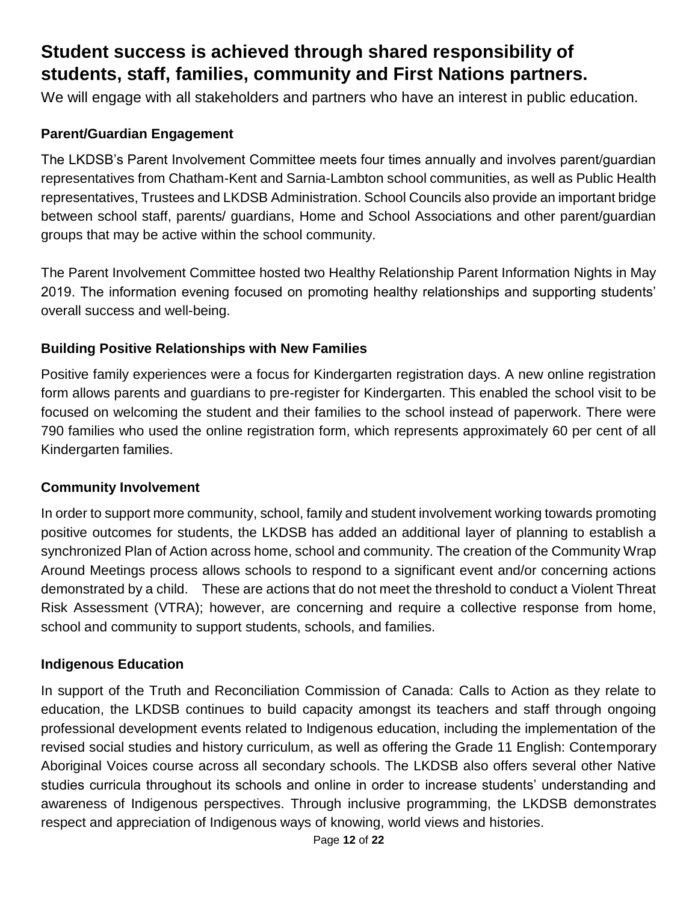## Student success is achieved through shared responsibility of students, staff, families, community and First Nations partners.

We will engage with all stakeholders and partners who have an interest in public education.

### Parent/Guardian Engagement

The LKDSB's Parent Involvement Committee meets four times annually and involves parent/guardian representatives from Chatham-Kent and Sarnia-Lambton school communities, as well as Public Health representatives, Trustees and LKDSB Administration. School Councils also provide an important bridge between school staff, parents/ guardians, Home and School Associations and other parent/guardian groups that may be active within the school community.

The Parent Involvement Committee hosted two Healthy Relationship Parent Information Nights in May 2019. The information evening focused on promoting healthy relationships and supporting students' overall success and well-being.

### Building Positive Relationships with New Families

Positive family experiences were a focus for Kindergarten registration days. A new online registration form allows parents and guardians to pre-register for Kindergarten. This enabled the school visit to be focused on welcoming the student and their families to the school instead of paperwork. There were 790 families who used the online registration form, which represents approximately 60 per cent of all Kindergarten families.

### Community Involvement

In order to support more community, school, family and student involvement working towards promoting positive outcomes for students, the LKDSB has added an additional layer of planning to establish a synchronized Plan of Action across home, school and community. The creation of the Community Wrap Around Meetings process allows schools to respond to a significant event and/or concerning actions demonstrated by a child. These are actions that do not meet the threshold to conduct a Violent Threat Risk Assessment (VTRA); however, are concerning and require a collective response from home, school and community to support students, schools, and families.

### Indigenous Education

In support of the Truth and Reconciliation Commission of Canada: Calls to Action as they relate to education, the LKDSB continues to build capacity amongst its teachers and staff through ongoing professional development events related to Indigenous education, including the implementation of the revised social studies and history curriculum, as well as offering the Grade 11 English: Contemporary Aboriginal Voices course across all secondary schools. The LKDSB also offers several other Native studies curricula throughout its schools and online in order to increase students' understanding and awareness of Indigenous perspectives. Through inclusive programming, the LKDSB demonstrates respect and appreciation of Indigenous ways of knowing, world views and histories.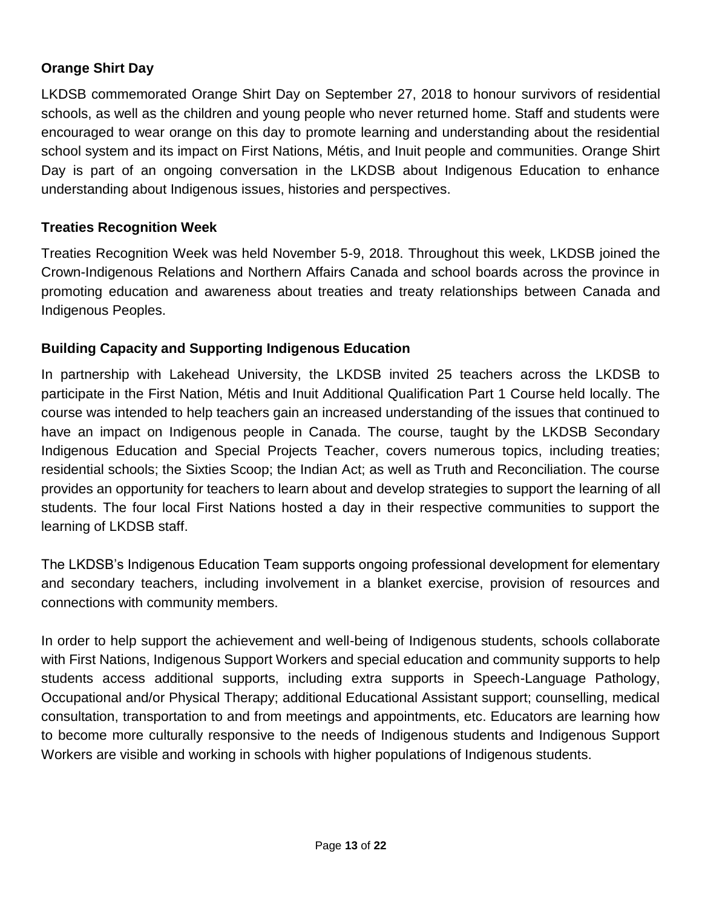**Orange Shirt Day**

LKDSB commemorated Orange Shirt Day on September 27, 2018 to honour survivors of residential schools, as well as the children and young people who never returned home. Staff and students were encouraged to wear orange on this day to promote learning and understanding about the residential school system and its impact on First Nations, Métis, and Inuit people and communities. Orange Shirt Day is part of an ongoing conversation in the LKDSB about Indigenous Education to enhance understanding about Indigenous issues, histories and perspectives.

**Treaties Recognition Week**

Treaties Recognition Week was held November 5-9, 2018. Throughout this week, LKDSB joined the Crown-Indigenous Relations and Northern Affairs Canada and school boards across the province in promoting education and awareness about treaties and treaty relationships between Canada and Indigenous Peoples.

**Building Capacity and Supporting Indigenous Education**

In partnership with Lakehead University, the LKDSB invited 25 teachers across the LKDSB to participate in the First Nation, Métis and Inuit Additional Qualification Part 1 Course held locally. The course was intended to help teachers gain an increased understanding of the issues that continued to have an impact on Indigenous people in Canada. The course, taught by the LKDSB Secondary Indigenous Education and Special Projects Teacher, covers numerous topics, including treaties; residential schools; the Sixties Scoop; the Indian Act; as well as Truth and Reconciliation. The course provides an opportunity for teachers to learn about and develop strategies to support the learning of all students. The four local First Nations hosted a day in their respective communities to support the learning of LKDSB staff.

The LKDSB's Indigenous Education Team supports ongoing professional development for elementary and secondary teachers, including involvement in a blanket exercise, provision of resources and connections with community members.

In order to help support the achievement and well-being of Indigenous students, schools collaborate with First Nations, Indigenous Support Workers and special education and community supports to help students access additional supports, including extra supports in Speech-Language Pathology, Occupational and/or Physical Therapy; additional Educational Assistant support; counselling, medical consultation, transportation to and from meetings and appointments, etc. Educators are learning how to become more culturally responsive to the needs of Indigenous students and Indigenous Support Workers are visible and working in schools with higher populations of Indigenous students.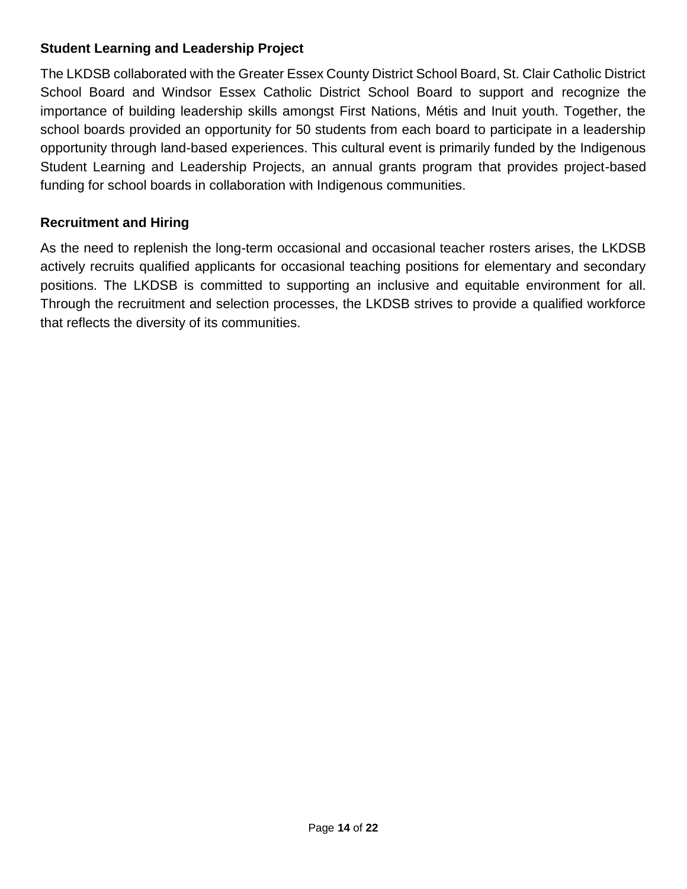**Student Learning and Leadership Project**

The LKDSB collaborated with the Greater Essex County District School Board, St. Clair Catholic District School Board and Windsor Essex Catholic District School Board to support and recognize the importance of building leadership skills amongst First Nations, Métis and Inuit youth. Together, the school boards provided an opportunity for 50 students from each board to participate in a leadership opportunity through land-based experiences. This cultural event is primarily funded by the Indigenous Student Learning and Leadership Projects, an annual grants program that provides project-based funding for school boards in collaboration with Indigenous communities.

**Recruitment and Hiring**

As the need to replenish the long-term occasional and occasional teacher rosters arises, the LKDSB actively recruits qualified applicants for occasional teaching positions for elementary and secondary positions. The LKDSB is committed to supporting an inclusive and equitable environment for all. Through the recruitment and selection processes, the LKDSB strives to provide a qualified workforce that reflects the diversity of its communities.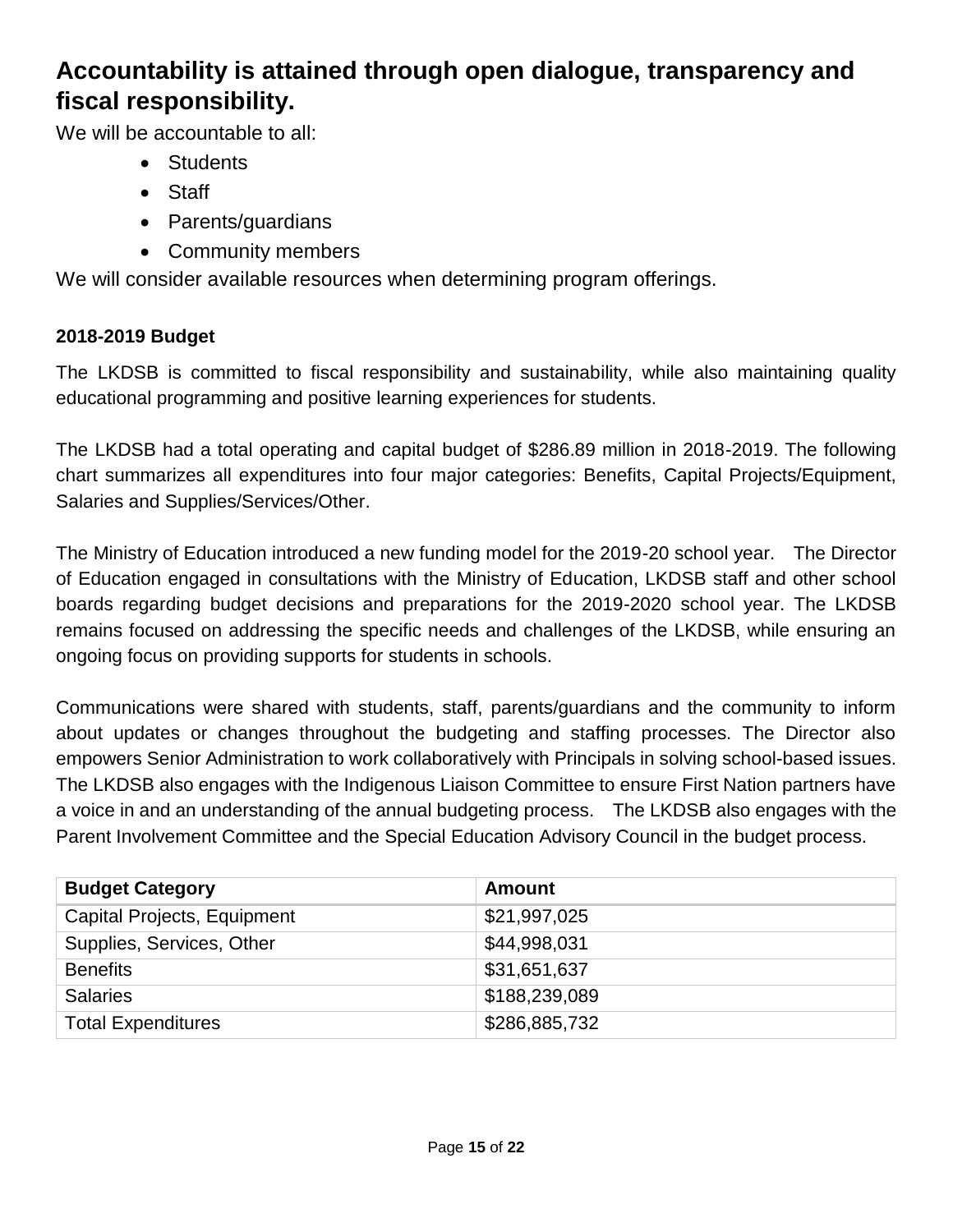## Accountability is attained through open dialogue, transparency and fiscal responsibility.

We will be accountable to all:

- Students
- Staff
- Parents/guardians
- Community members

We will consider available resources when determining program offerings.

### 2018-2019 Budget

The LKDSB is committed to fiscal responsibility and sustainability, while also maintaining quality educational programming and positive learning experiences for students.

The LKDSB had a total operating and capital budget of $286.89 million in 2018-2019. The following chart summarizes all expenditures into four major categories: Benefits, Capital Projects/Equipment, Salaries and Supplies/Services/Other.

The Ministry of Education introduced a new funding model for the 2019-20 school year. The Director of Education engaged in consultations with the Ministry of Education, LKDSB staff and other school boards regarding budget decisions and preparations for the 2019-2020 school year. The LKDSB remains focused on addressing the specific needs and challenges of the LKDSB, while ensuring an ongoing focus on providing supports for students in schools.

Communications were shared with students, staff, parents/guardians and the community to inform about updates or changes throughout the budgeting and staffing processes. The Director also empowers Senior Administration to work collaboratively with Principals in solving school-based issues. The LKDSB also engages with the Indigenous Liaison Committee to ensure First Nation partners have a voice in and an understanding of the annual budgeting process. The LKDSB also engages with the Parent Involvement Committee and the Special Education Advisory Council in the budget process.

| Budget Category | Amount |
|---|---|
| Capital Projects, Equipment | $21,997,025 |
| Supplies, Services, Other | $44,998,031 |
| Benefits | $31,651,637 |
| Salaries | $188,239,089 |
| Total Expenditures | $286,885,732 |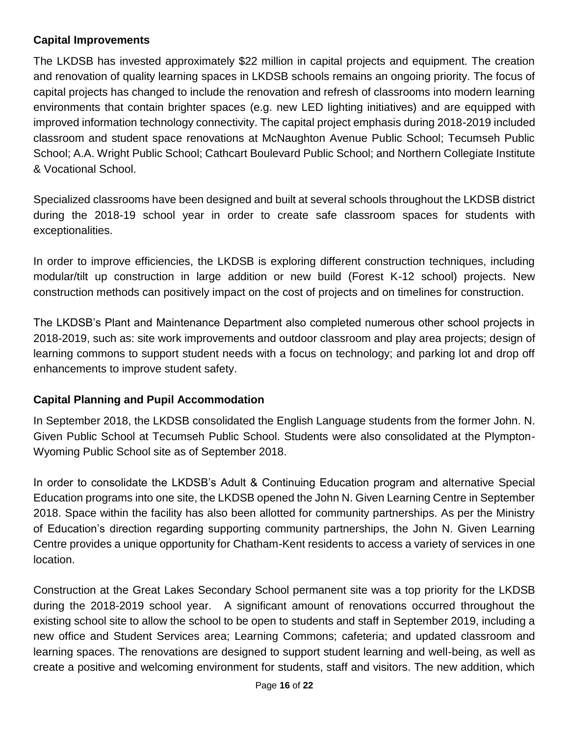## Capital Improvements

The LKDSB has invested approximately $22 million in capital projects and equipment. The creation and renovation of quality learning spaces in LKDSB schools remains an ongoing priority. The focus of capital projects has changed to include the renovation and refresh of classrooms into modern learning environments that contain brighter spaces (e.g. new LED lighting initiatives) and are equipped with improved information technology connectivity. The capital project emphasis during 2018-2019 included classroom and student space renovations at McNaughton Avenue Public School; Tecumseh Public School; A.A. Wright Public School; Cathcart Boulevard Public School; and Northern Collegiate Institute & Vocational School.

Specialized classrooms have been designed and built at several schools throughout the LKDSB district during the 2018-19 school year in order to create safe classroom spaces for students with exceptionalities.

In order to improve efficiencies, the LKDSB is exploring different construction techniques, including modular/tilt up construction in large addition or new build (Forest K-12 school) projects. New construction methods can positively impact on the cost of projects and on timelines for construction.

The LKDSB's Plant and Maintenance Department also completed numerous other school projects in 2018-2019, such as: site work improvements and outdoor classroom and play area projects; design of learning commons to support student needs with a focus on technology; and parking lot and drop off enhancements to improve student safety.

## Capital Planning and Pupil Accommodation

In September 2018, the LKDSB consolidated the English Language students from the former John. N. Given Public School at Tecumseh Public School. Students were also consolidated at the Plympton-Wyoming Public School site as of September 2018.

In order to consolidate the LKDSB's Adult & Continuing Education program and alternative Special Education programs into one site, the LKDSB opened the John N. Given Learning Centre in September 2018. Space within the facility has also been allotted for community partnerships. As per the Ministry of Education's direction regarding supporting community partnerships, the John N. Given Learning Centre provides a unique opportunity for Chatham-Kent residents to access a variety of services in one location.

Construction at the Great Lakes Secondary School permanent site was a top priority for the LKDSB during the 2018-2019 school year. A significant amount of renovations occurred throughout the existing school site to allow the school to be open to students and staff in September 2019, including a new office and Student Services area; Learning Commons; cafeteria; and updated classroom and learning spaces. The renovations are designed to support student learning and well-being, as well as create a positive and welcoming environment for students, staff and visitors. The new addition, which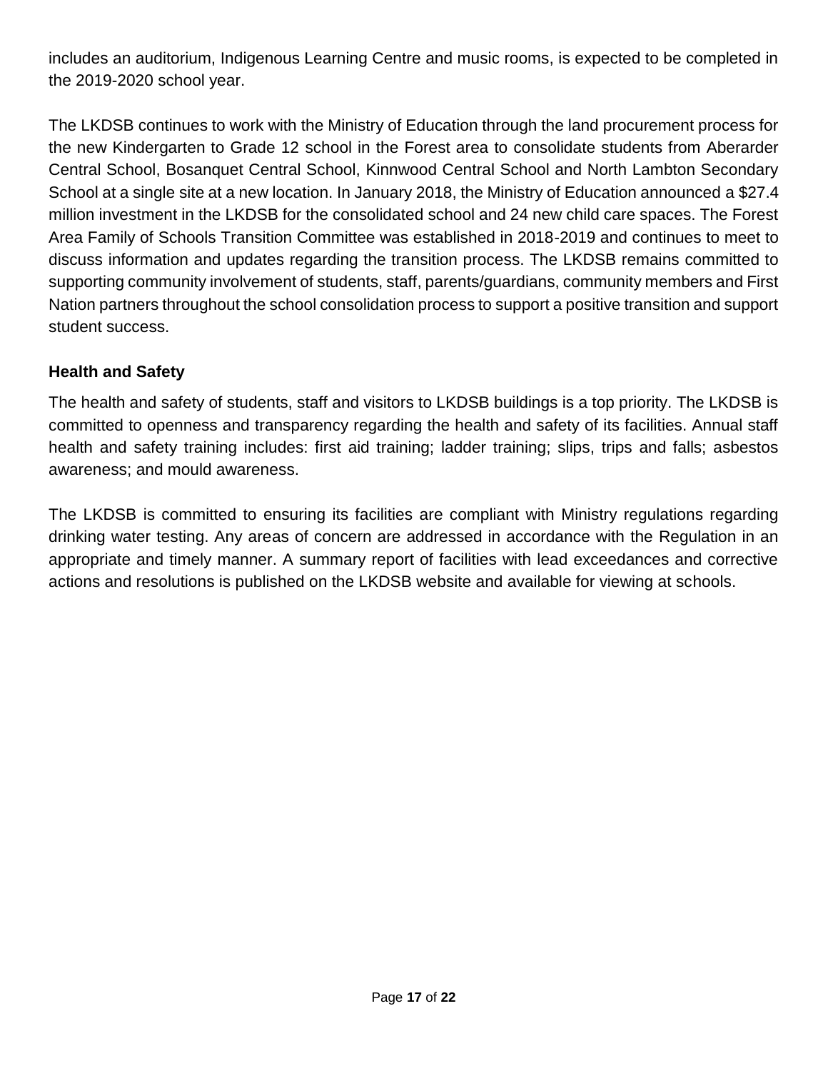includes an auditorium, Indigenous Learning Centre and music rooms, is expected to be completed in the 2019-2020 school year.

The LKDSB continues to work with the Ministry of Education through the land procurement process for the new Kindergarten to Grade 12 school in the Forest area to consolidate students from Aberarder Central School, Bosanquet Central School, Kinnwood Central School and North Lambton Secondary School at a single site at a new location. In January 2018, the Ministry of Education announced a $27.4 million investment in the LKDSB for the consolidated school and 24 new child care spaces. The Forest Area Family of Schools Transition Committee was established in 2018-2019 and continues to meet to discuss information and updates regarding the transition process. The LKDSB remains committed to supporting community involvement of students, staff, parents/guardians, community members and First Nation partners throughout the school consolidation process to support a positive transition and support student success.

**Health and Safety**

The health and safety of students, staff and visitors to LKDSB buildings is a top priority. The LKDSB is committed to openness and transparency regarding the health and safety of its facilities. Annual staff health and safety training includes: first aid training; ladder training; slips, trips and falls; asbestos awareness; and mould awareness.

The LKDSB is committed to ensuring its facilities are compliant with Ministry regulations regarding drinking water testing. Any areas of concern are addressed in accordance with the Regulation in an appropriate and timely manner. A summary report of facilities with lead exceedances and corrective actions and resolutions is published on the LKDSB website and available for viewing at schools.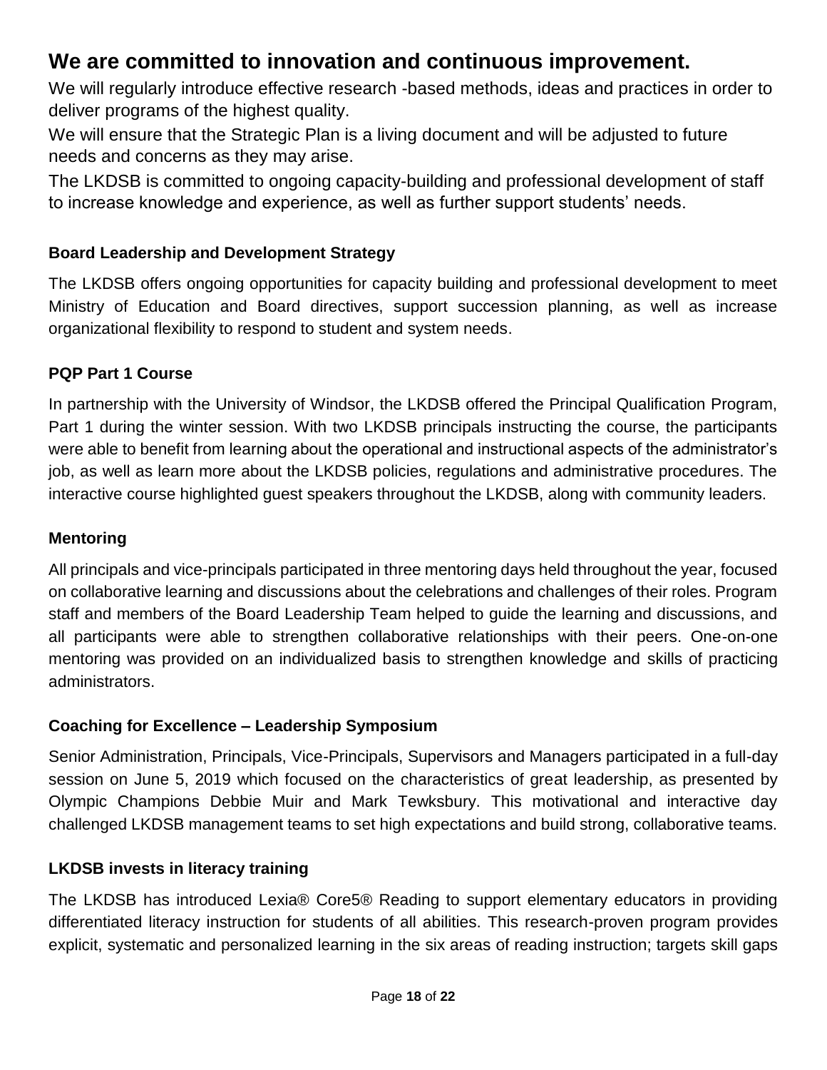## We are committed to innovation and continuous improvement.

We will regularly introduce effective research -based methods, ideas and practices in order to deliver programs of the highest quality.

We will ensure that the Strategic Plan is a living document and will be adjusted to future needs and concerns as they may arise.

The LKDSB is committed to ongoing capacity-building and professional development of staff to increase knowledge and experience, as well as further support students' needs.

### Board Leadership and Development Strategy

The LKDSB offers ongoing opportunities for capacity building and professional development to meet Ministry of Education and Board directives, support succession planning, as well as increase organizational flexibility to respond to student and system needs.

### PQP Part 1 Course

In partnership with the University of Windsor, the LKDSB offered the Principal Qualification Program, Part 1 during the winter session. With two LKDSB principals instructing the course, the participants were able to benefit from learning about the operational and instructional aspects of the administrator's job, as well as learn more about the LKDSB policies, regulations and administrative procedures. The interactive course highlighted guest speakers throughout the LKDSB, along with community leaders.

### Mentoring

All principals and vice-principals participated in three mentoring days held throughout the year, focused on collaborative learning and discussions about the celebrations and challenges of their roles. Program staff and members of the Board Leadership Team helped to guide the learning and discussions, and all participants were able to strengthen collaborative relationships with their peers. One-on-one mentoring was provided on an individualized basis to strengthen knowledge and skills of practicing administrators.

### Coaching for Excellence – Leadership Symposium

Senior Administration, Principals, Vice-Principals, Supervisors and Managers participated in a full-day session on June 5, 2019 which focused on the characteristics of great leadership, as presented by Olympic Champions Debbie Muir and Mark Tewksbury. This motivational and interactive day challenged LKDSB management teams to set high expectations and build strong, collaborative teams.

### LKDSB invests in literacy training

The LKDSB has introduced Lexia® Core5® Reading to support elementary educators in providing differentiated literacy instruction for students of all abilities. This research-proven program provides explicit, systematic and personalized learning in the six areas of reading instruction; targets skill gaps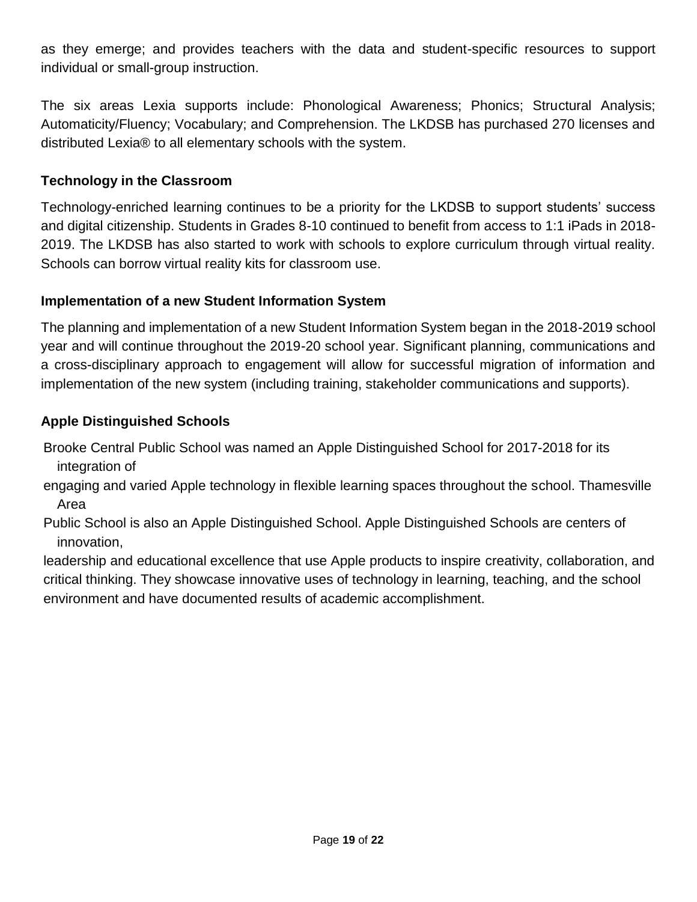as they emerge; and provides teachers with the data and student-specific resources to support individual or small-group instruction.

The six areas Lexia supports include: Phonological Awareness; Phonics; Structural Analysis; Automaticity/Fluency; Vocabulary; and Comprehension. The LKDSB has purchased 270 licenses and distributed Lexia® to all elementary schools with the system.

### Technology in the Classroom

Technology-enriched learning continues to be a priority for the LKDSB to support students' success and digital citizenship. Students in Grades 8-10 continued to benefit from access to 1:1 iPads in 2018-2019. The LKDSB has also started to work with schools to explore curriculum through virtual reality. Schools can borrow virtual reality kits for classroom use.

### Implementation of a new Student Information System

The planning and implementation of a new Student Information System began in the 2018-2019 school year and will continue throughout the 2019-20 school year. Significant planning, communications and a cross-disciplinary approach to engagement will allow for successful migration of information and implementation of the new system (including training, stakeholder communications and supports).

### Apple Distinguished Schools

Brooke Central Public School was named an Apple Distinguished School for 2017-2018 for its integration of engaging and varied Apple technology in flexible learning spaces throughout the school. Thamesville Area Public School is also an Apple Distinguished School. Apple Distinguished Schools are centers of innovation, leadership and educational excellence that use Apple products to inspire creativity, collaboration, and critical thinking. They showcase innovative uses of technology in learning, teaching, and the school environment and have documented results of academic accomplishment.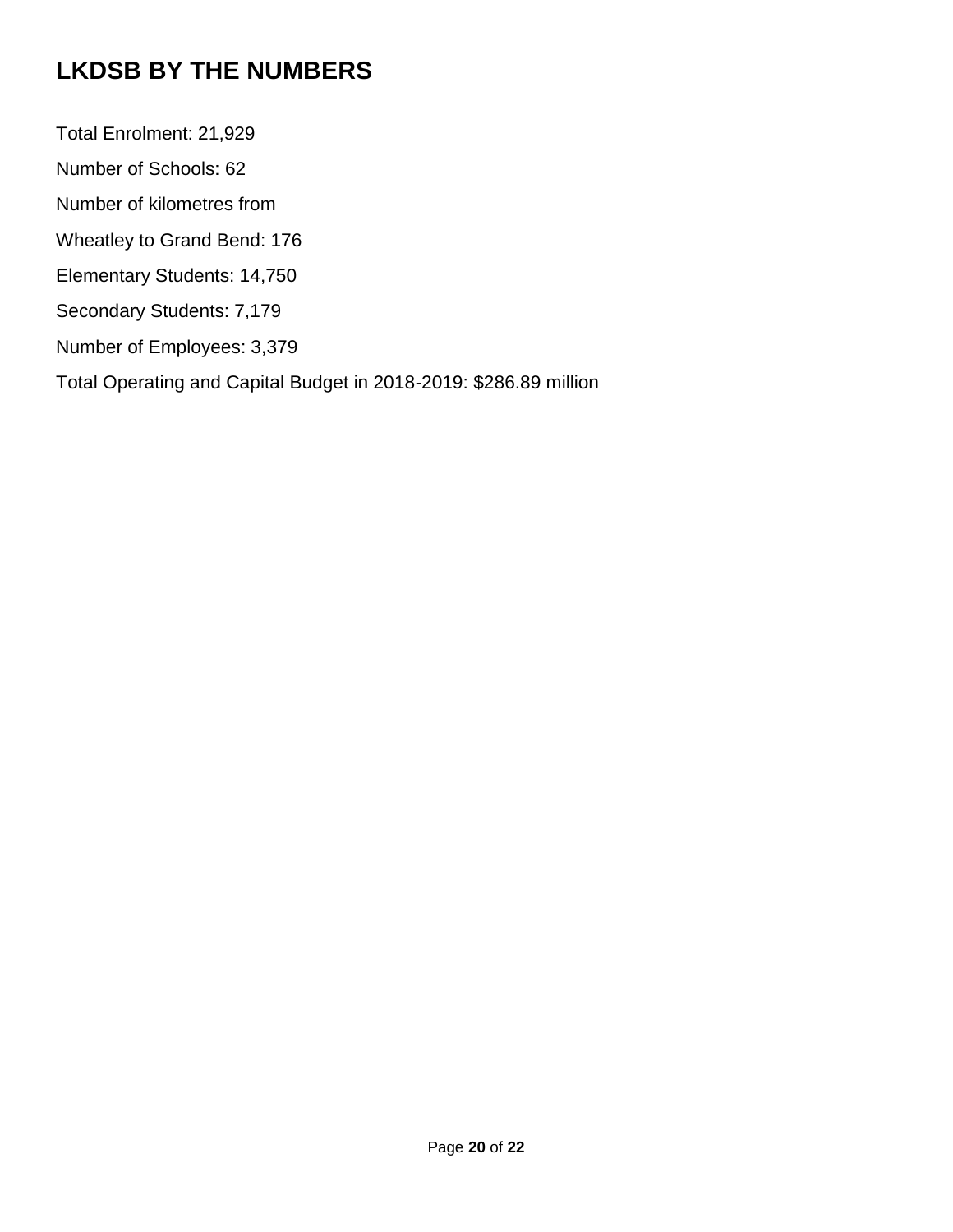## LKDSB BY THE NUMBERS

Total Enrolment: 21,929

Number of Schools: 62

Number of kilometres from

Wheatley to Grand Bend: 176

Elementary Students: 14,750

Secondary Students: 7,179

Number of Employees: 3,379

Total Operating and Capital Budget in 2018-2019: $286.89 million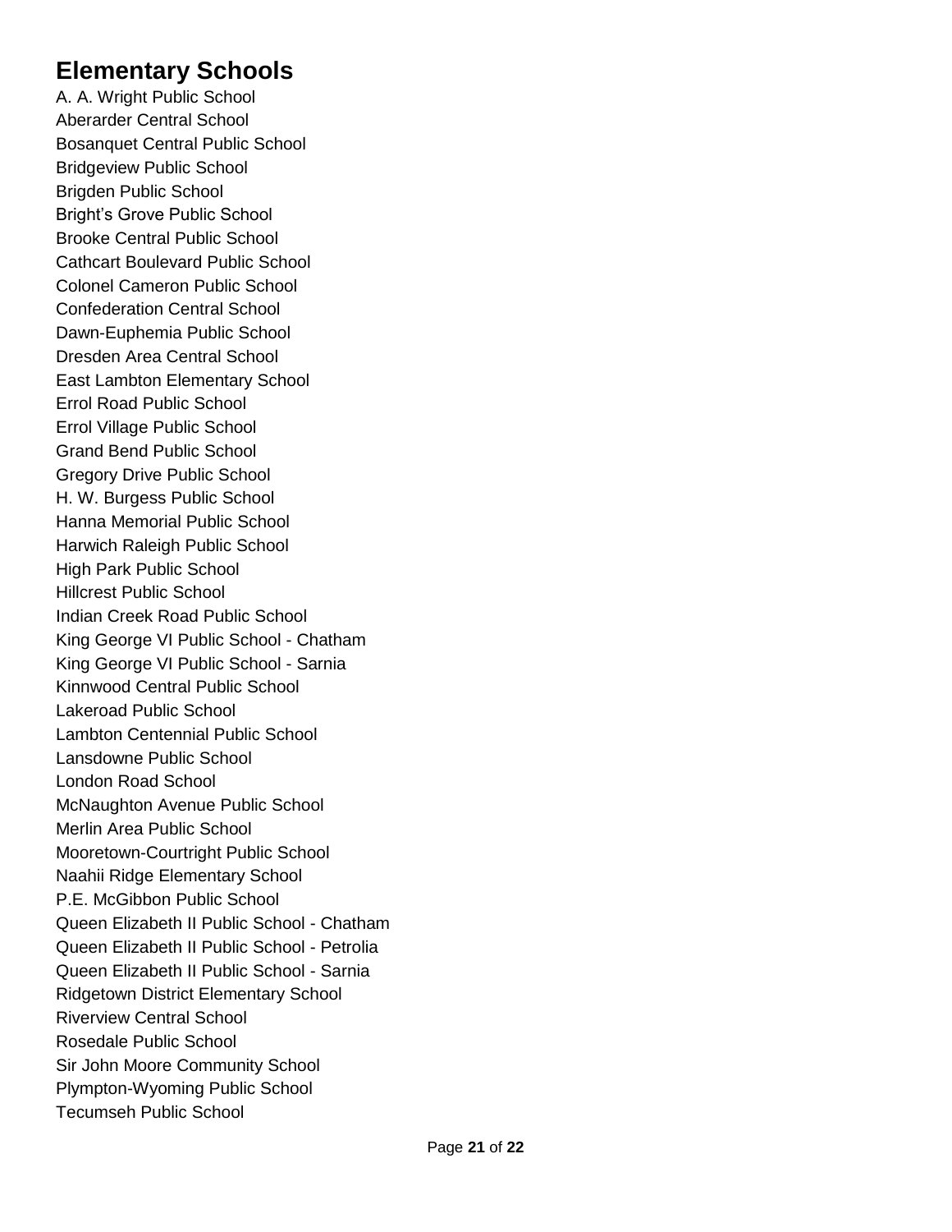## Elementary Schools

A. A. Wright Public School
Aberarder Central School
Bosanquet Central Public School
Bridgeview Public School
Brigden Public School
Bright's Grove Public School
Brooke Central Public School
Cathcart Boulevard Public School
Colonel Cameron Public School
Confederation Central School
Dawn-Euphemia Public School
Dresden Area Central School
East Lambton Elementary School
Errol Road Public School
Errol Village Public School
Grand Bend Public School
Gregory Drive Public School
H. W. Burgess Public School
Hanna Memorial Public School
Harwich Raleigh Public School
High Park Public School
Hillcrest Public School
Indian Creek Road Public School
King George VI Public School - Chatham
King George VI Public School - Sarnia
Kinnwood Central Public School
Lakeroad Public School
Lambton Centennial Public School
Lansdowne Public School
London Road School
McNaughton Avenue Public School
Merlin Area Public School
Mooretown-Courtright Public School
Naahii Ridge Elementary School
P.E. McGibbon Public School
Queen Elizabeth II Public School - Chatham
Queen Elizabeth II Public School - Petrolia
Queen Elizabeth II Public School - Sarnia
Ridgetown District Elementary School
Riverview Central School
Rosedale Public School
Sir John Moore Community School
Plympton-Wyoming Public School
Tecumseh Public School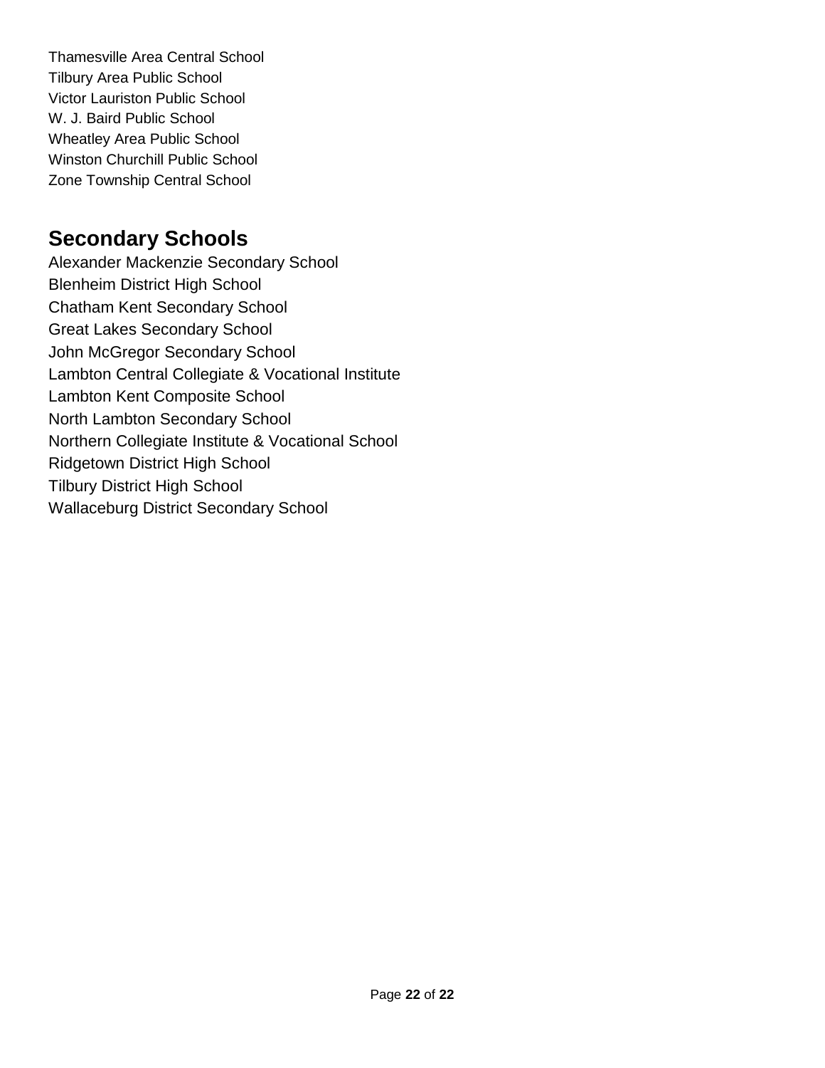Thamesville Area Central School
Tilbury Area Public School
Victor Lauriston Public School
W. J. Baird Public School
Wheatley Area Public School
Winston Churchill Public School
Zone Township Central School

## Secondary Schools

Alexander Mackenzie Secondary School
Blenheim District High School
Chatham Kent Secondary School
Great Lakes Secondary School
John McGregor Secondary School
Lambton Central Collegiate & Vocational Institute
Lambton Kent Composite School
North Lambton Secondary School
Northern Collegiate Institute & Vocational School
Ridgetown District High School
Tilbury District High School
Wallaceburg District Secondary School